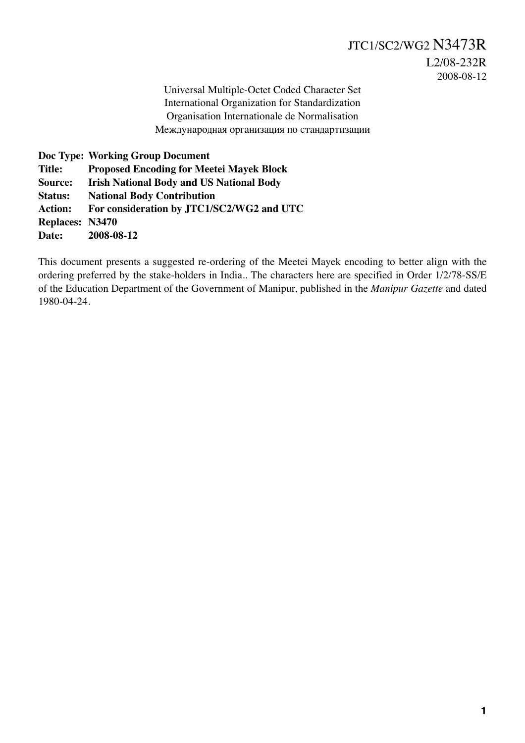JTC1/SC2/WG2 N3473R

L2/08-232R

2008-08-12

Universal Multiple-Octet Coded Character Set
International Organization for Standardization
Organisation Internationale de Normalisation
Международная организация по стандартизации

**Doc Type: Working Group Document**
**Title: Proposed Encoding for Meetei Mayek Block**
**Source: Irish National Body and US National Body**
**Status: National Body Contribution**
**Action: For consideration by JTC1/SC2/WG2 and UTC**
**Replaces: N3470**
**Date: 2008-08-12**

This document presents a suggested re-ordering of the Meetei Mayek encoding to better align with the ordering preferred by the stake-holders in India.. The characters here are specified in Order 1/2/78-SS/E of the Education Department of the Government of Manipur, published in the *Manipur Gazette* and dated 1980-04-24.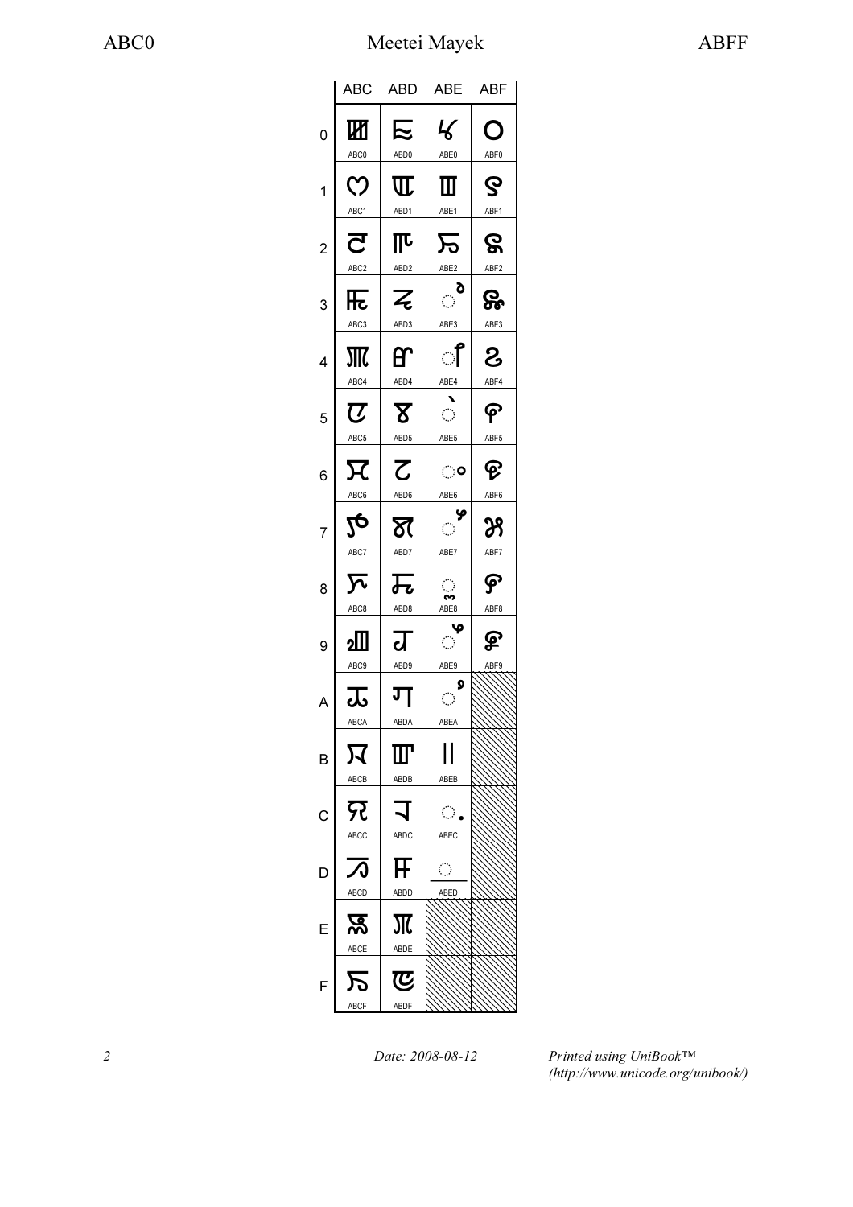|   | ABC | ABD | ABE | ABF |
|---|---|---|---|---|
| 0 | ꯀ ABC0 | ꯐ ABD0 | ꯠ ABE0 | ꯰ ABF0 |
| 1 | ꯁ ABC1 | ꯑ ABD1 | ꯡ ABE1 | ꯱ ABF1 |
| 2 | ꯂ ABC2 | ꯒ ABD2 | ꯢ ABE2 | ꯲ ABF2 |
| 3 | ꯃ ABC3 | ꯓ ABD3 | ꯣ ABE3 | ꯳ ABF3 |
| 4 | ꯄ ABC4 | ꯔ ABD4 | ꯤ ABE4 | ꯴ ABF4 |
| 5 | ꯅ ABC5 | ꯕ ABD5 | ꯥ ABE5 | ꯵ ABF5 |
| 6 | ꯆ ABC6 | ꯖ ABD6 | ꯦ ABE6 | ꯶ ABF6 |
| 7 | ꯇ ABC7 | ꯗ ABD7 | ꯧ ABE7 | ꯷ ABF7 |
| 8 | ꯈ ABC8 | ꯘ ABD8 | ꯨ ABE8 | ꯸ ABF8 |
| 9 | ꯉ ABC9 | ꯙ ABD9 | ꯩ ABE9 | ꯹ ABF9 |
| A | ꯊ ABCA | ꯚ ABDA | ꯪ ABEA | |
| B | ꯋ ABCB | ꯛ ABDB | ꯫ ABEB | |
| C | ꯌ ABCC | ꯜ ABDC | ꯬ ABEC | |
| D | ꯍ ABCD | ꯝ ABDD | ꯭ ABED | |
| E | ꯎ ABCE | ꯞ ABDE | | |
| F | ꯏ ABCF | ꯟ ABDF | | |

Date: 2008-08-12

*Printed using UniBook™ (http://www.unicode.org/unibook/)*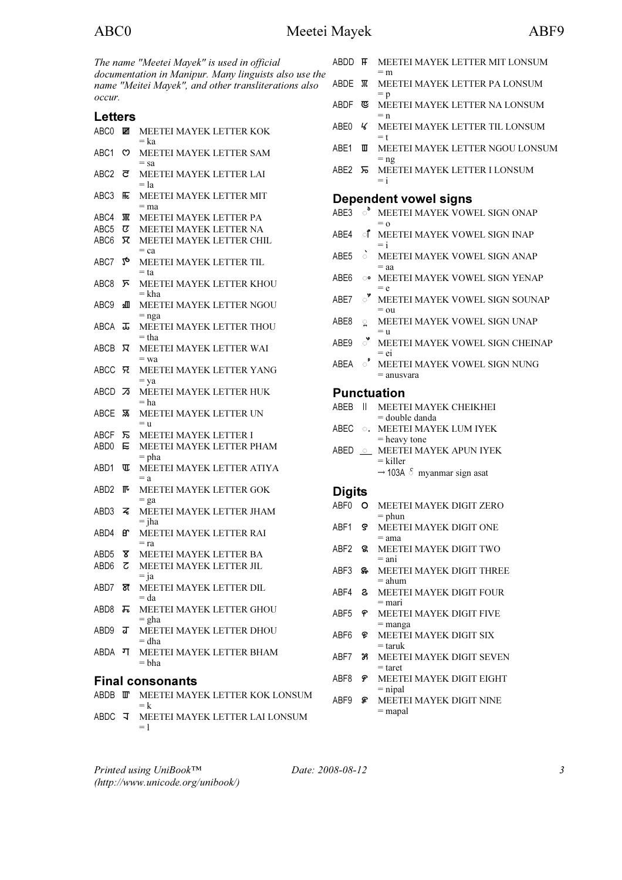*The name "Meetei Mayek" is used in official documentation in Manipur. Many linguists also use the name "Meitei Mayek", and other transliterations also occur.*

## Letters

ABC0 ꯀ MEETEI MAYEK LETTER KOK
= ka

ABC1 ꯁ MEETEI MAYEK LETTER SAM
= sa

ABC2 ꯂ MEETEI MAYEK LETTER LAI
= la

ABC3 ꯃ MEETEI MAYEK LETTER MIT
= ma

ABC4 ꯄ MEETEI MAYEK LETTER PA

ABC5 ꯅ MEETEI MAYEK LETTER NA

ABC6 ꯆ MEETEI MAYEK LETTER CHIL
= ca

ABC7 ꯇ MEETEI MAYEK LETTER TIL
= ta

ABC8 ꯈ MEETEI MAYEK LETTER KHOU
= kha

ABC9 ꯉ MEETEI MAYEK LETTER NGOU
= nga

ABCA ꯊ MEETEI MAYEK LETTER THOU
= tha

ABCB ꯋ MEETEI MAYEK LETTER WAI
= wa

ABCC ꯌ MEETEI MAYEK LETTER YANG
= ya

ABCD ꯍ MEETEI MAYEK LETTER HUK
= ha

ABCE ꯎ MEETEI MAYEK LETTER UN
= u

ABCF ꯏ MEETEI MAYEK LETTER I

ABD0 ꯐ MEETEI MAYEK LETTER PHAM
= pha

ABD1 ꯑ MEETEI MAYEK LETTER ATIYA
= a

ABD2 ꯒ MEETEI MAYEK LETTER GOK
= ga

ABD3 ꯓ MEETEI MAYEK LETTER JHAM
= jha

ABD4 ꯔ MEETEI MAYEK LETTER RAI
= ra

ABD5 ꯕ MEETEI MAYEK LETTER BA

ABD6 ꯖ MEETEI MAYEK LETTER JIL
= ja

ABD7 ꯗ MEETEI MAYEK LETTER DIL
= da

ABD8 ꯘ MEETEI MAYEK LETTER GHOU
= gha

ABD9 ꯙ MEETEI MAYEK LETTER DHOU
= dha

ABDA ꯚ MEETEI MAYEK LETTER BHAM
= bha

## Final consonants

ABDB ꯛ MEETEI MAYEK LETTER KOK LONSUM
= k

ABDC ꯜ MEETEI MAYEK LETTER LAI LONSUM
= l

ABDD ꯝ MEETEI MAYEK LETTER MIT LONSUM
= m

ABDE ꯞ MEETEI MAYEK LETTER PA LONSUM
= p

ABDF ꯟ MEETEI MAYEK LETTER NA LONSUM
= n

ABE0 ꯠ MEETEI MAYEK LETTER TIL LONSUM
= t

ABE1 ꯡ MEETEI MAYEK LETTER NGOU LONSUM
= ng

ABE2 ꯢ MEETEI MAYEK LETTER I LONSUM
= i

## Dependent vowel signs

ABE3 ◌ꯣ MEETEI MAYEK VOWEL SIGN ONAP
= o

ABE4 ◌ꯤ MEETEI MAYEK VOWEL SIGN INAP
= i

ABE5 ◌ꯥ MEETEI MAYEK VOWEL SIGN ANAP
= aa

ABE6 ◌ꯦ MEETEI MAYEK VOWEL SIGN YENAP
= e

ABE7 ◌ꯧ MEETEI MAYEK VOWEL SIGN SOUNAP
= ou

ABE8 ◌ꯨ MEETEI MAYEK VOWEL SIGN UNAP
= u

ABE9 ◌ꯩ MEETEI MAYEK VOWEL SIGN CHEINAP
= ei

ABEA ◌ꯪ MEETEI MAYEK VOWEL SIGN NUNG
= anusvara

## Punctuation

ABEB ꯫ MEETEI MAYEK CHEIKHEI
= double danda

ABEC ◌꯬ MEETEI MAYEK LUM IYEK
= heavy tone

ABED ◌꯭ MEETEI MAYEK APUN IYEK
= killer
→ 103A ◌် myanmar sign asat

## Digits

ABF0 ꯰ MEETEI MAYEK DIGIT ZERO
= phun

ABF1 ꯱ MEETEI MAYEK DIGIT ONE
= ama

ABF2 ꯲ MEETEI MAYEK DIGIT TWO
= ani

ABF3 ꯳ MEETEI MAYEK DIGIT THREE
= ahum

ABF4 ꯴ MEETEI MAYEK DIGIT FOUR
= mari

ABF5 ꯵ MEETEI MAYEK DIGIT FIVE
= manga

ABF6 ꯶ MEETEI MAYEK DIGIT SIX
= taruk

ABF7 ꯷ MEETEI MAYEK DIGIT SEVEN
= taret

ABF8 ꯸ MEETEI MAYEK DIGIT EIGHT
= nipal

ABF9 ꯹ MEETEI MAYEK DIGIT NINE
= mapal

*Printed using UniBook™ (http://www.unicode.org/unibook/)* *Date: 2008-08-12*